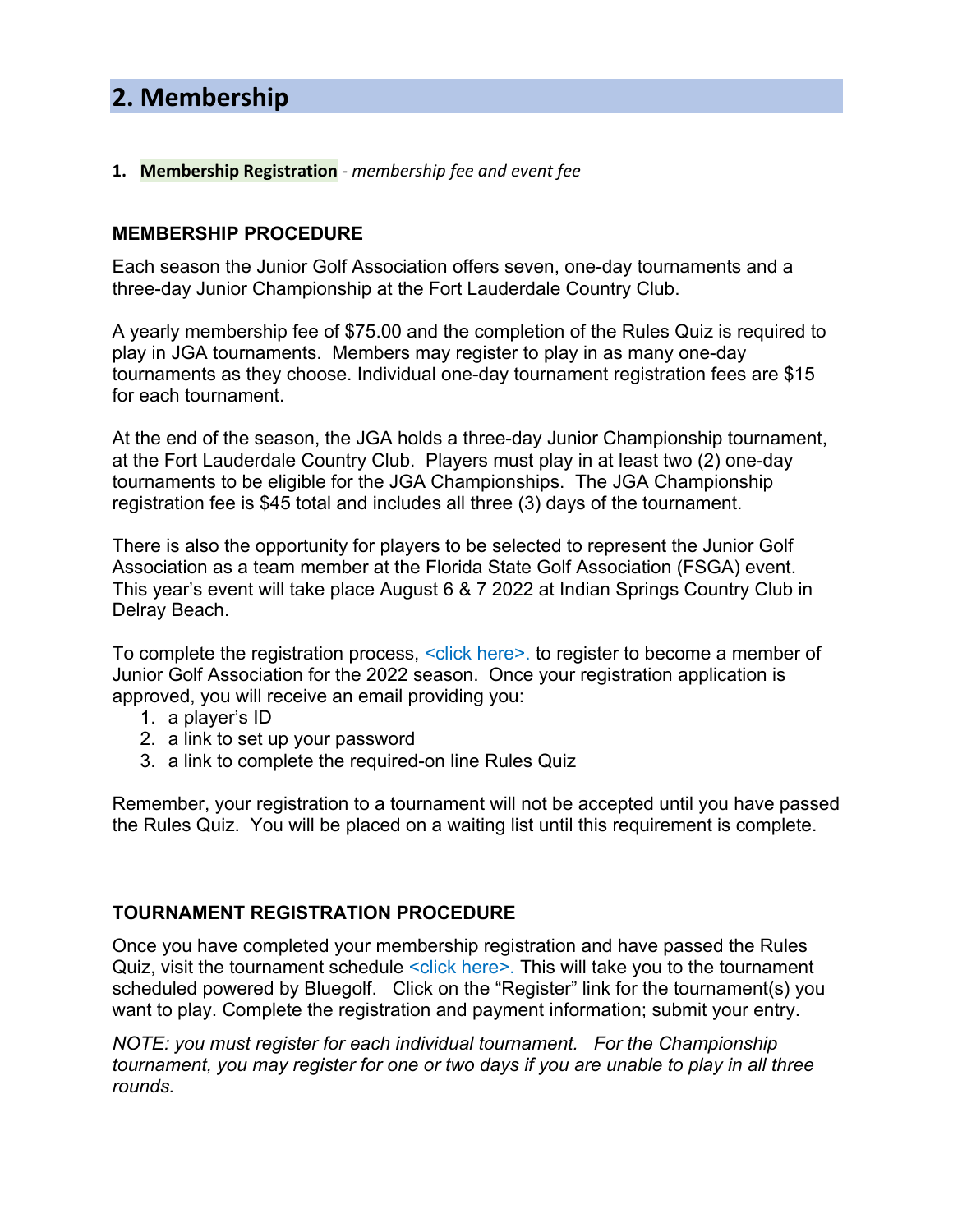## 2. Membership

1. **Membership Registration** - *membership fee and event fee*

### MEMBERSHIP PROCEDURE

Each season the Junior Golf Association offers seven, one-day tournaments and a three-day Junior Championship at the Fort Lauderdale Country Club.

A yearly membership fee of $75.00 and the completion of the Rules Quiz is required to play in JGA tournaments. Members may register to play in as many one-day tournaments as they choose. Individual one-day tournament registration fees are $15 for each tournament.

At the end of the season, the JGA holds a three-day Junior Championship tournament, at the Fort Lauderdale Country Club. Players must play in at least two (2) one-day tournaments to be eligible for the JGA Championships. The JGA Championship registration fee is $45 total and includes all three (3) days of the tournament.

There is also the opportunity for players to be selected to represent the Junior Golf Association as a team member at the Florida State Golf Association (FSGA) event. This year's event will take place August 6 & 7 2022 at Indian Springs Country Club in Delray Beach.

To complete the registration process, <click here>. to register to become a member of Junior Golf Association for the 2022 season. Once your registration application is approved, you will receive an email providing you:

1. a player's ID
2. a link to set up your password
3. a link to complete the required-on line Rules Quiz

Remember, your registration to a tournament will not be accepted until you have passed the Rules Quiz. You will be placed on a waiting list until this requirement is complete.

### TOURNAMENT REGISTRATION PROCEDURE

Once you have completed your membership registration and have passed the Rules Quiz, visit the tournament schedule <click here>. This will take you to the tournament scheduled powered by Bluegolf. Click on the "Register" link for the tournament(s) you want to play. Complete the registration and payment information; submit your entry.

*NOTE: you must register for each individual tournament. For the Championship tournament, you may register for one or two days if you are unable to play in all three rounds.*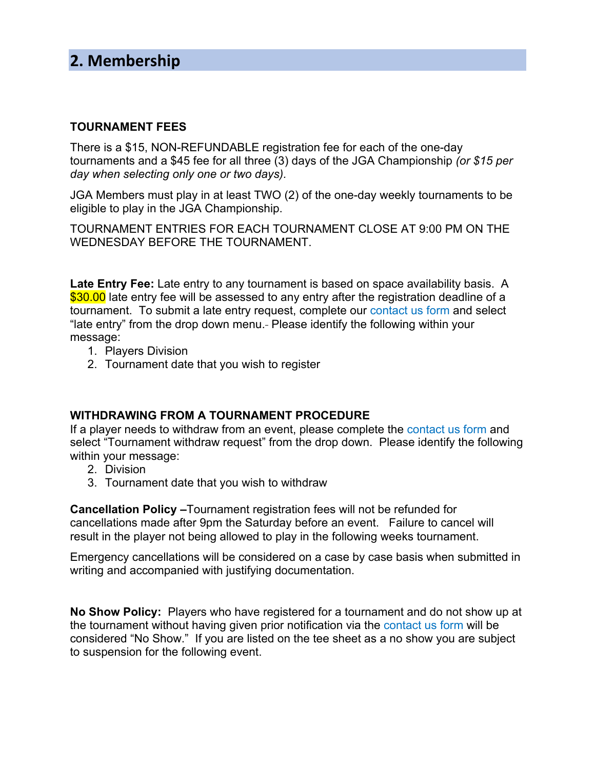## 2. Membership

**TOURNAMENT FEES**

There is a $15, NON-REFUNDABLE registration fee for each of the one-day tournaments and a $45 fee for all three (3) days of the JGA Championship *(or $15 per day when selecting only one or two days).*

JGA Members must play in at least TWO (2) of the one-day weekly tournaments to be eligible to play in the JGA Championship.

TOURNAMENT ENTRIES FOR EACH TOURNAMENT CLOSE AT 9:00 PM ON THE WEDNESDAY BEFORE THE TOURNAMENT.

**Late Entry Fee:** Late entry to any tournament is based on space availability basis. A $30.00 late entry fee will be assessed to any entry after the registration deadline of a tournament. To submit a late entry request, complete our contact us form and select "late entry" from the drop down menu. Please identify the following within your message:

1. Players Division
2. Tournament date that you wish to register

**WITHDRAWING FROM A TOURNAMENT PROCEDURE**

If a player needs to withdraw from an event, please complete the contact us form and select "Tournament withdraw request" from the drop down. Please identify the following within your message:

2. Division
3. Tournament date that you wish to withdraw

**Cancellation Policy –**Tournament registration fees will not be refunded for cancellations made after 9pm the Saturday before an event. Failure to cancel will result in the player not being allowed to play in the following weeks tournament.

Emergency cancellations will be considered on a case by case basis when submitted in writing and accompanied with justifying documentation.

**No Show Policy:** Players who have registered for a tournament and do not show up at the tournament without having given prior notification via the contact us form will be considered "No Show." If you are listed on the tee sheet as a no show you are subject to suspension for the following event.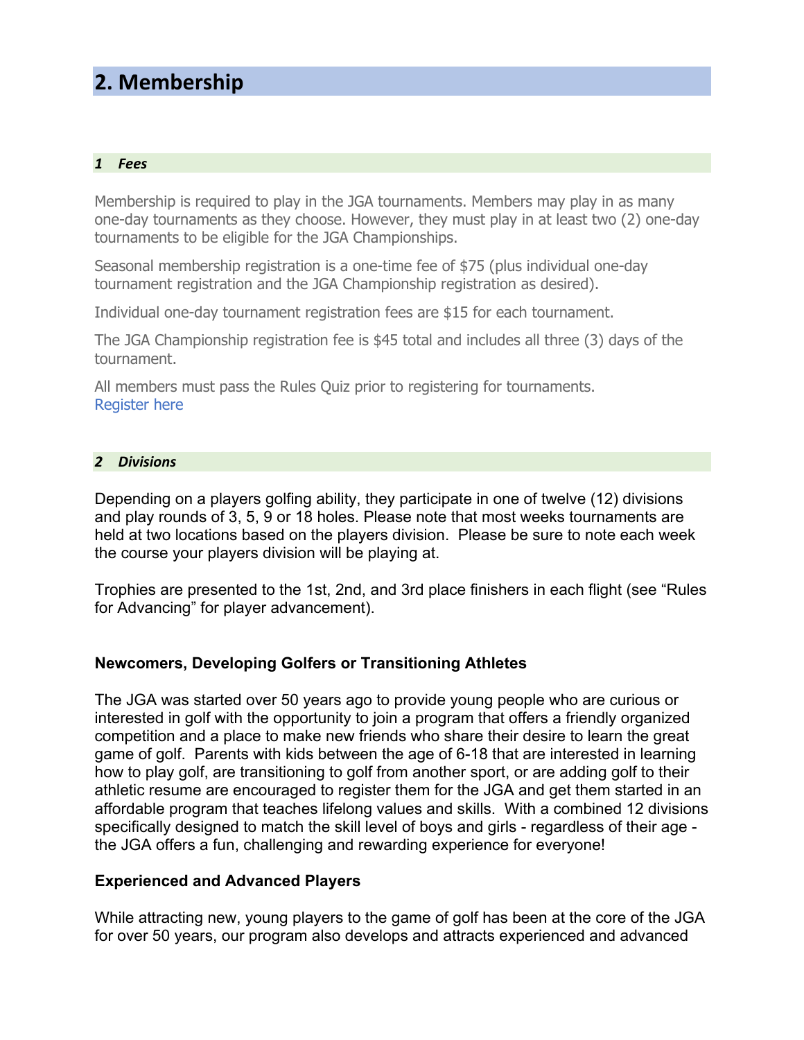# 2. Membership

### *1 Fees*

Membership is required to play in the JGA tournaments. Members may play in as many one-day tournaments as they choose. However, they must play in at least two (2) one-day tournaments to be eligible for the JGA Championships.

Seasonal membership registration is a one-time fee of $75 (plus individual one-day tournament registration and the JGA Championship registration as desired).

Individual one-day tournament registration fees are $15 for each tournament.

The JGA Championship registration fee is $45 total and includes all three (3) days of the tournament.

All members must pass the Rules Quiz prior to registering for tournaments.
Register here

### *2 Divisions*

Depending on a players golfing ability, they participate in one of twelve (12) divisions and play rounds of 3, 5, 9 or 18 holes. Please note that most weeks tournaments are held at two locations based on the players division. Please be sure to note each week the course your players division will be playing at.

Trophies are presented to the 1st, 2nd, and 3rd place finishers in each flight (see "Rules for Advancing" for player advancement).

**Newcomers, Developing Golfers or Transitioning Athletes**

The JGA was started over 50 years ago to provide young people who are curious or interested in golf with the opportunity to join a program that offers a friendly organized competition and a place to make new friends who share their desire to learn the great game of golf. Parents with kids between the age of 6-18 that are interested in learning how to play golf, are transitioning to golf from another sport, or are adding golf to their athletic resume are encouraged to register them for the JGA and get them started in an affordable program that teaches lifelong values and skills. With a combined 12 divisions specifically designed to match the skill level of boys and girls - regardless of their age - the JGA offers a fun, challenging and rewarding experience for everyone!

**Experienced and Advanced Players**

While attracting new, young players to the game of golf has been at the core of the JGA for over 50 years, our program also develops and attracts experienced and advanced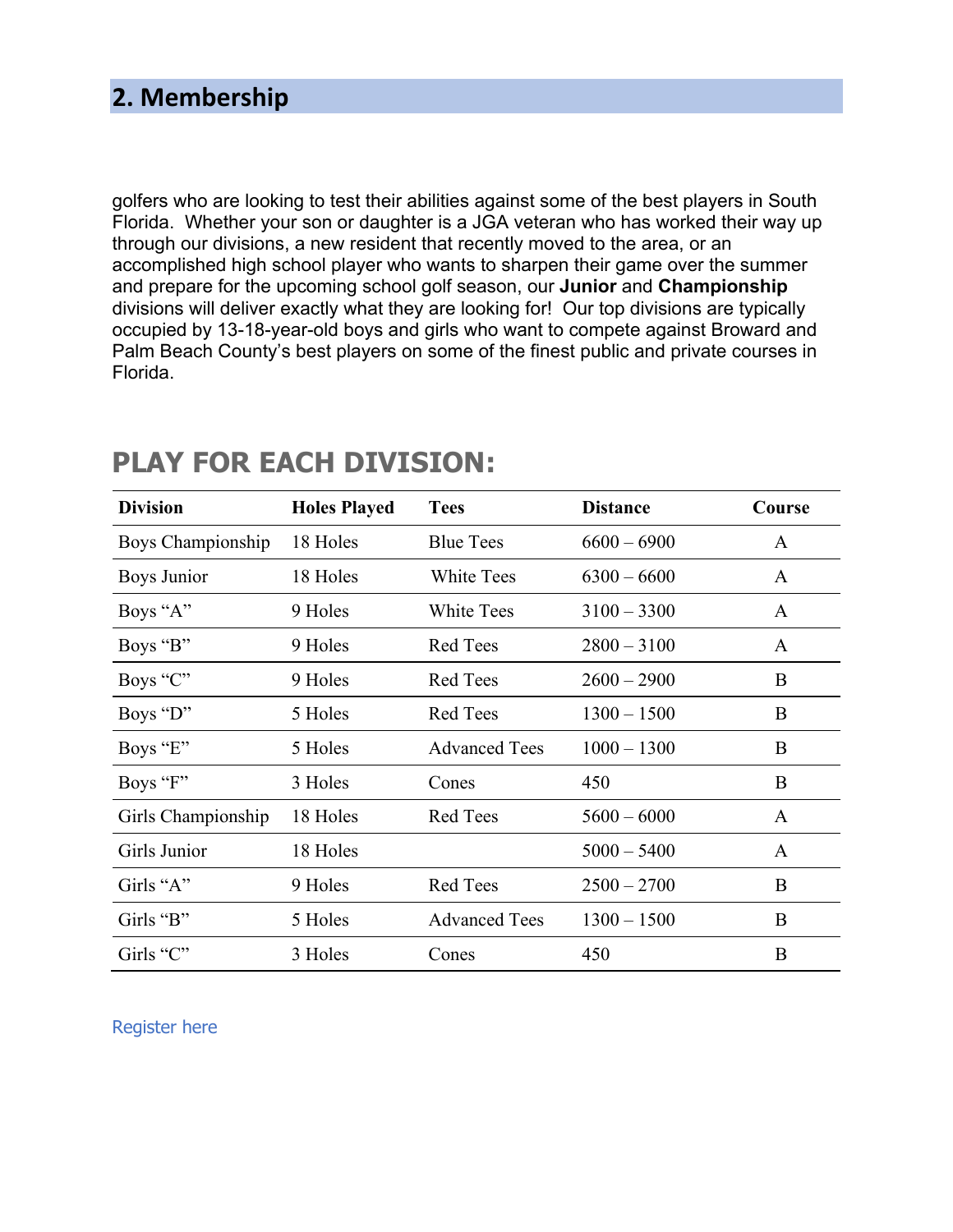## 2. Membership

golfers who are looking to test their abilities against some of the best players in South Florida. Whether your son or daughter is a JGA veteran who has worked their way up through our divisions, a new resident that recently moved to the area, or an accomplished high school player who wants to sharpen their game over the summer and prepare for the upcoming school golf season, our **Junior** and **Championship** divisions will deliver exactly what they are looking for! Our top divisions are typically occupied by 13-18-year-old boys and girls who want to compete against Broward and Palm Beach County's best players on some of the finest public and private courses in Florida.

## PLAY FOR EACH DIVISION:

| Division | Holes Played | Tees | Distance | Course |
|---|---|---|---|---|
| Boys Championship | 18 Holes | Blue Tees | 6600 – 6900 | A |
| Boys Junior | 18 Holes | White Tees | 6300 – 6600 | A |
| Boys "A" | 9 Holes | White Tees | 3100 – 3300 | A |
| Boys "B" | 9 Holes | Red Tees | 2800 – 3100 | A |
| Boys "C" | 9 Holes | Red Tees | 2600 – 2900 | B |
| Boys "D" | 5 Holes | Red Tees | 1300 – 1500 | B |
| Boys "E" | 5 Holes | Advanced Tees | 1000 – 1300 | B |
| Boys "F" | 3 Holes | Cones | 450 | B |
| Girls Championship | 18 Holes | Red Tees | 5600 – 6000 | A |
| Girls Junior | 18 Holes | | 5000 – 5400 | A |
| Girls "A" | 9 Holes | Red Tees | 2500 – 2700 | B |
| Girls "B" | 5 Holes | Advanced Tees | 1300 – 1500 | B |
| Girls "C" | 3 Holes | Cones | 450 | B |

Register here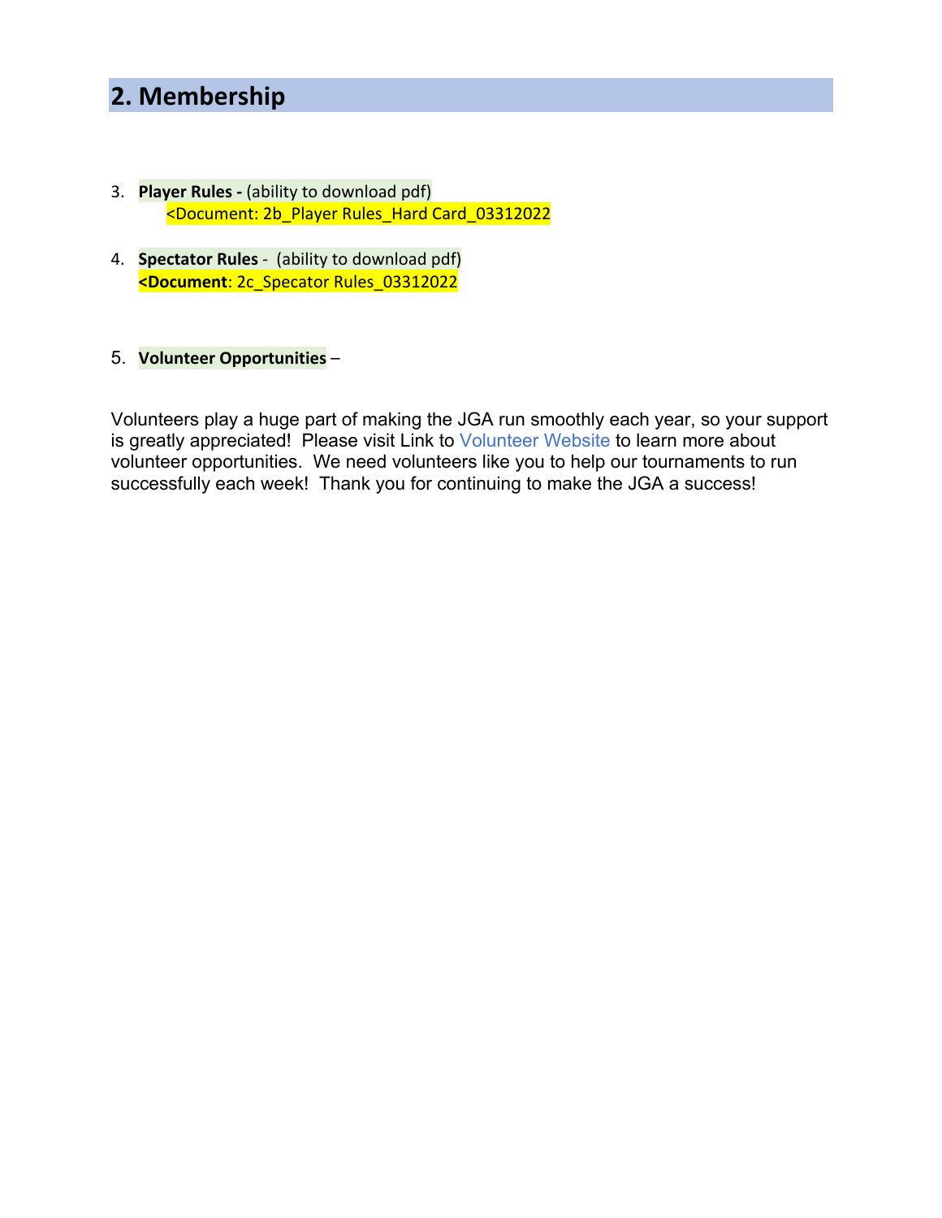## 2. Membership

3. **Player Rules -** (ability to download pdf)
   <Document: 2b_Player Rules_Hard Card_03312022

4. **Spectator Rules** - (ability to download pdf)
   **<Document**: 2c_Specator Rules_03312022

5. **Volunteer Opportunities** –

Volunteers play a huge part of making the JGA run smoothly each year, so your support is greatly appreciated! Please visit Link to Volunteer Website to learn more about volunteer opportunities. We need volunteers like you to help our tournaments to run successfully each week! Thank you for continuing to make the JGA a success!